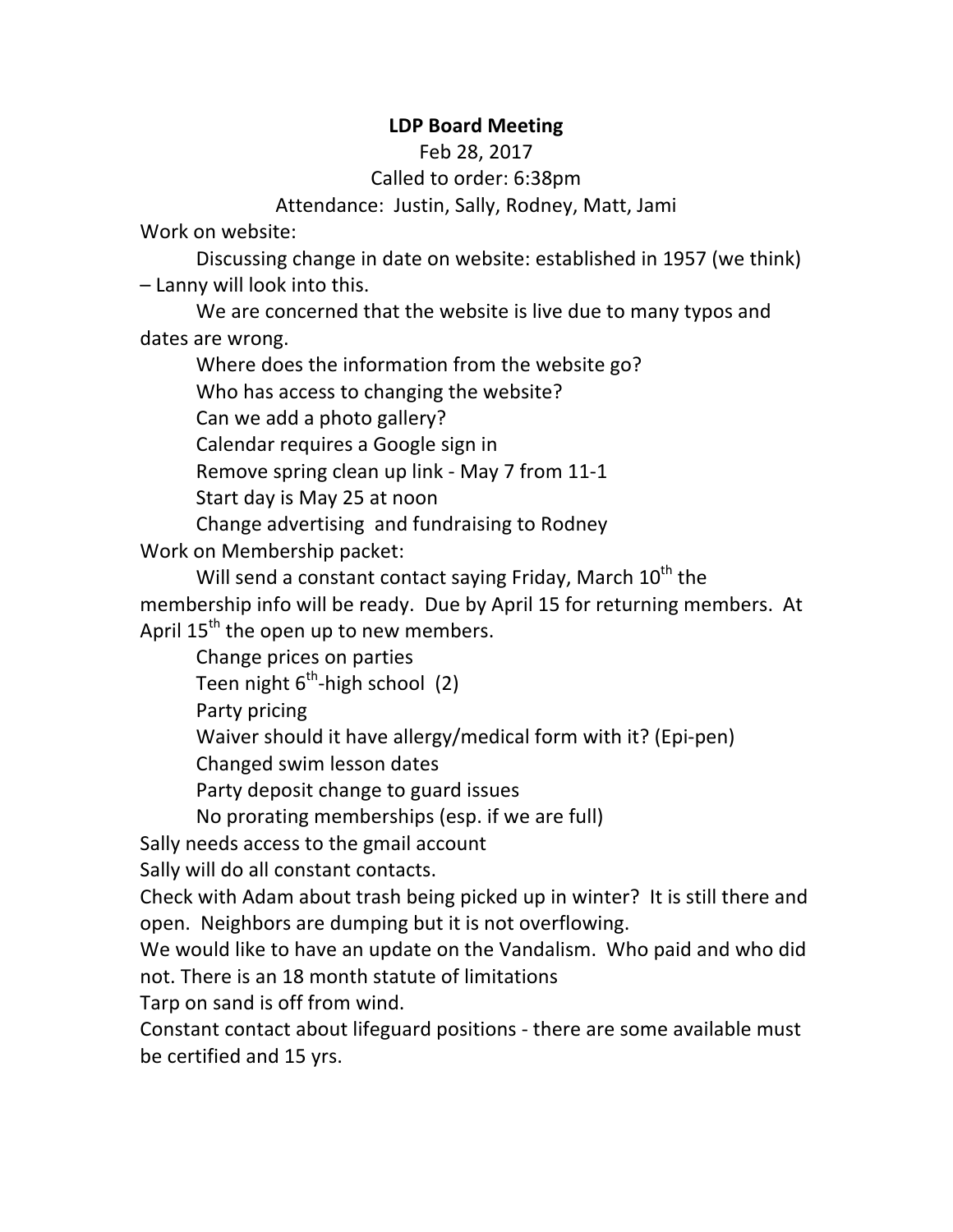**LDP Board Meeting**

Feb 28, 2017

Called to order: 6:38pm

Attendance: Justin, Sally, Rodney, Matt, Jami

Work on website:

- Discussing change in date on website: established in 1957 (we think) – Lanny will look into this.
- We are concerned that the website is live due to many typos and dates are wrong.
- Where does the information from the website go?
- Who has access to changing the website?
- Can we add a photo gallery?
- Calendar requires a Google sign in
- Remove spring clean up link - May 7 from 11-1
- Start day is May 25 at noon
- Change advertising and fundraising to Rodney

Work on Membership packet:

- Will send a constant contact saying Friday, March 10th the membership info will be ready. Due by April 15 for returning members. At April 15th the open up to new members.
- Change prices on parties
- Teen night 6th-high school (2)
- Party pricing
- Waiver should it have allergy/medical form with it? (Epi-pen)
- Changed swim lesson dates
- Party deposit change to guard issues
- No prorating memberships (esp. if we are full)

Sally needs access to the gmail account

Sally will do all constant contacts.

Check with Adam about trash being picked up in winter? It is still there and open. Neighbors are dumping but it is not overflowing.

We would like to have an update on the Vandalism. Who paid and who did not. There is an 18 month statute of limitations

Tarp on sand is off from wind.

Constant contact about lifeguard positions - there are some available must be certified and 15 yrs.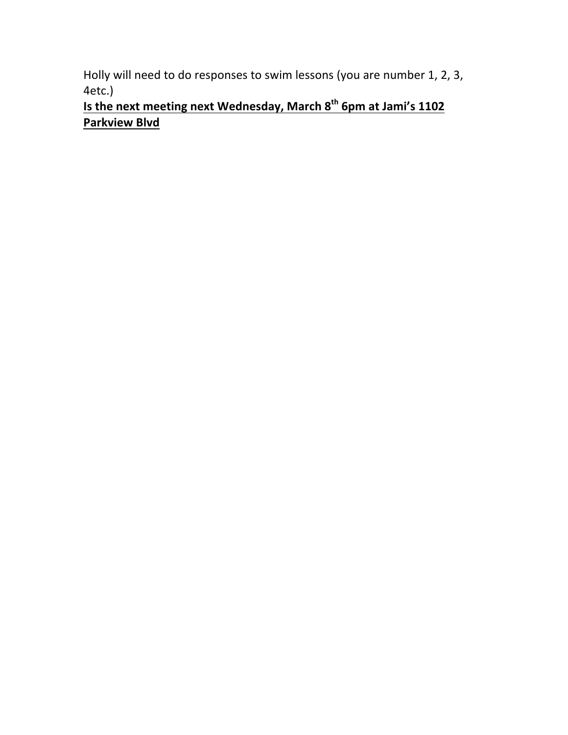Holly will need to do responses to swim lessons (you are number 1, 2, 3, 4etc.)

**<u>Is the next meeting next Wednesday, March 8th 6pm at Jami's 1102 Parkview Blvd</u>**